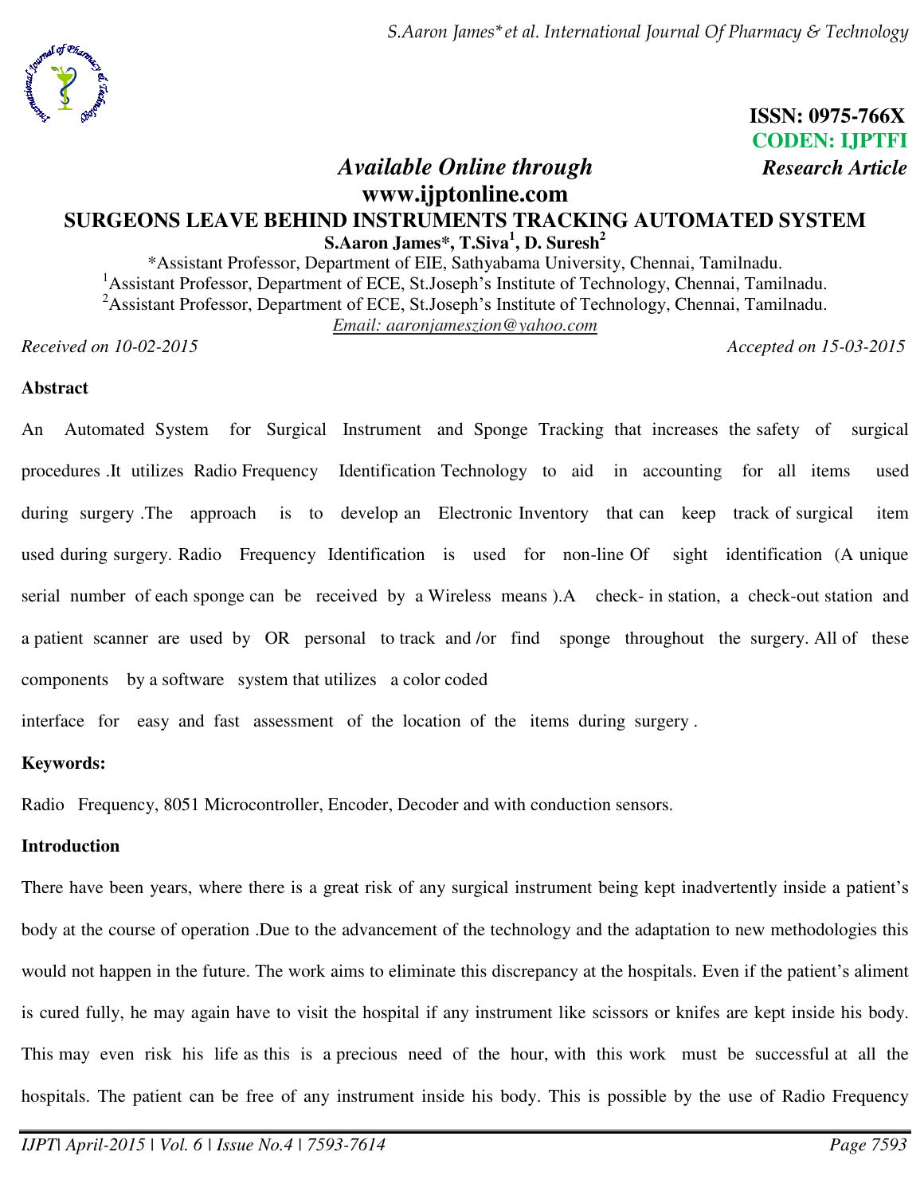ISSN: 0975-766X
CODEN: IJPTFI
*Research Article*

*Available Online through*
**www.ijptonline.com**

# SURGEONS LEAVE BEHIND INSTRUMENTS TRACKING AUTOMATED SYSTEM

**S.Aaron James*, T.Siva[1], D. Suresh[2]**

*Assistant Professor, Department of EIE, Sathyabama University, Chennai, Tamilnadu.
[1]Assistant Professor, Department of ECE, St.Joseph's Institute of Technology, Chennai, Tamilnadu.
[2]Assistant Professor, Department of ECE, St.Joseph's Institute of Technology, Chennai, Tamilnadu.
Email: aaronjameszion@yahoo.com

*Received on 10-02-2015* *Accepted on 15-03-2015*

## Abstract

An Automated System for Surgical Instrument and Sponge Tracking that increases the safety of surgical procedures .It utilizes Radio Frequency Identification Technology to aid in accounting for all items used during surgery .The approach is to develop an Electronic Inventory that can keep track of surgical item used during surgery. Radio Frequency Identification is used for non-line Of sight identification (A unique serial number of each sponge can be received by a Wireless means ).A check- in station, a check-out station and a patient scanner are used by OR personal to track and /or find sponge throughout the surgery. All of these components by a software system that utilizes a color coded interface for easy and fast assessment of the location of the items during surgery .

**Keywords:**

Radio Frequency, 8051 Microcontroller, Encoder, Decoder and with conduction sensors.

## Introduction

There have been years, where there is a great risk of any surgical instrument being kept inadvertently inside a patient's body at the course of operation .Due to the advancement of the technology and the adaptation to new methodologies this would not happen in the future. The work aims to eliminate this discrepancy at the hospitals. Even if the patient's aliment is cured fully, he may again have to visit the hospital if any instrument like scissors or knifes are kept inside his body. This may even risk his life as this is a precious need of the hour, with this work must be successful at all the hospitals. The patient can be free of any instrument inside his body. This is possible by the use of Radio Frequency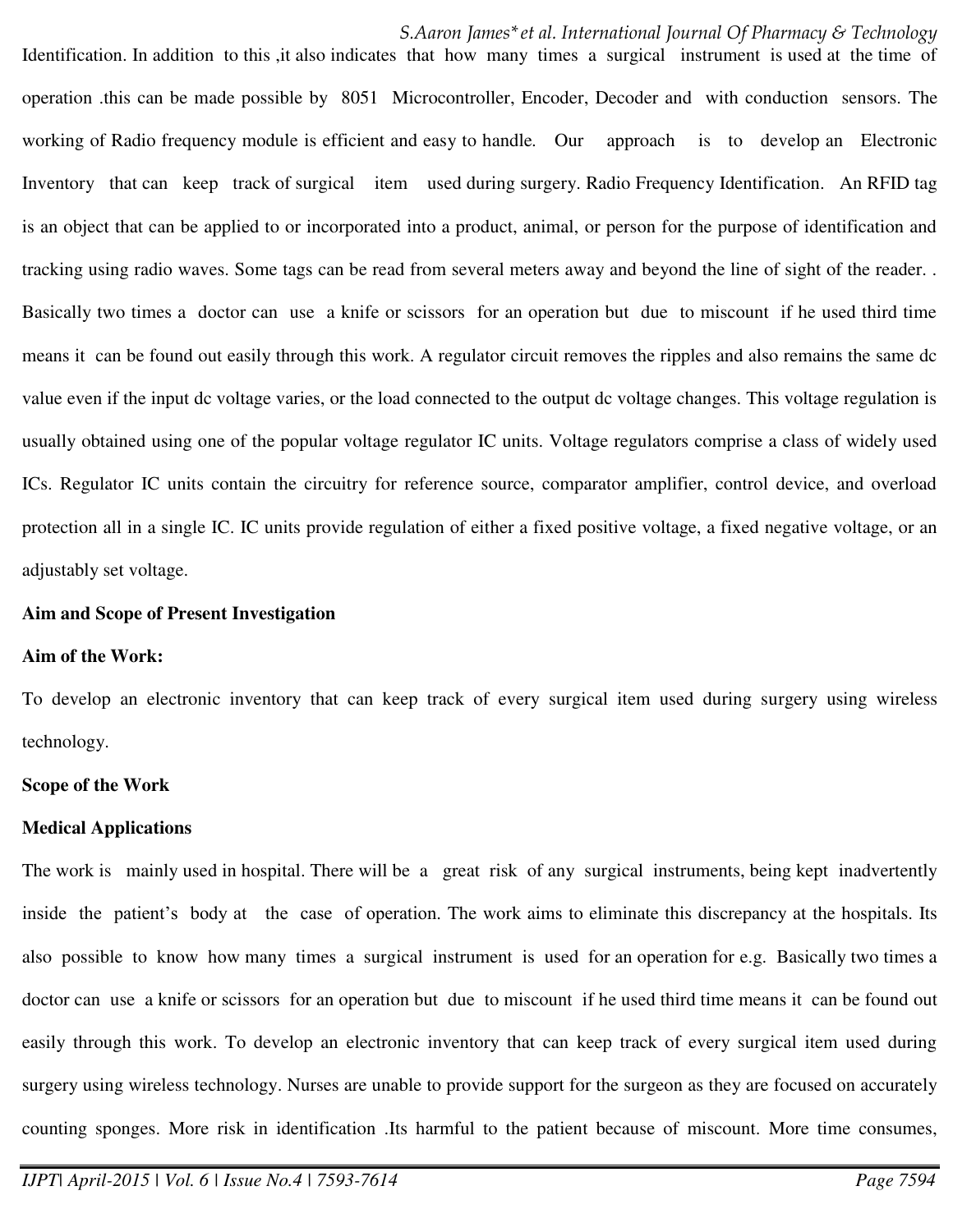Identification. In addition to this ,it also indicates that how many times a surgical instrument is used at the time of operation .this can be made possible by 8051 Microcontroller, Encoder, Decoder and with conduction sensors. The working of Radio frequency module is efficient and easy to handle. Our approach is to develop an Electronic Inventory that can keep track of surgical item used during surgery. Radio Frequency Identification. An RFID tag is an object that can be applied to or incorporated into a product, animal, or person for the purpose of identification and tracking using radio waves. Some tags can be read from several meters away and beyond the line of sight of the reader. . Basically two times a doctor can use a knife or scissors for an operation but due to miscount if he used third time means it can be found out easily through this work. A regulator circuit removes the ripples and also remains the same dc value even if the input dc voltage varies, or the load connected to the output dc voltage changes. This voltage regulation is usually obtained using one of the popular voltage regulator IC units. Voltage regulators comprise a class of widely used ICs. Regulator IC units contain the circuitry for reference source, comparator amplifier, control device, and overload protection all in a single IC. IC units provide regulation of either a fixed positive voltage, a fixed negative voltage, or an adjustably set voltage.

**Aim and Scope of Present Investigation**

**Aim of the Work:**

To develop an electronic inventory that can keep track of every surgical item used during surgery using wireless technology.

**Scope of the Work**

**Medical Applications**

The work is mainly used in hospital. There will be a great risk of any surgical instruments, being kept inadvertently inside the patient's body at the case of operation. The work aims to eliminate this discrepancy at the hospitals. Its also possible to know how many times a surgical instrument is used for an operation for e.g. Basically two times a doctor can use a knife or scissors for an operation but due to miscount if he used third time means it can be found out easily through this work. To develop an electronic inventory that can keep track of every surgical item used during surgery using wireless technology. Nurses are unable to provide support for the surgeon as they are focused on accurately counting sponges. More risk in identification .Its harmful to the patient because of miscount. More time consumes,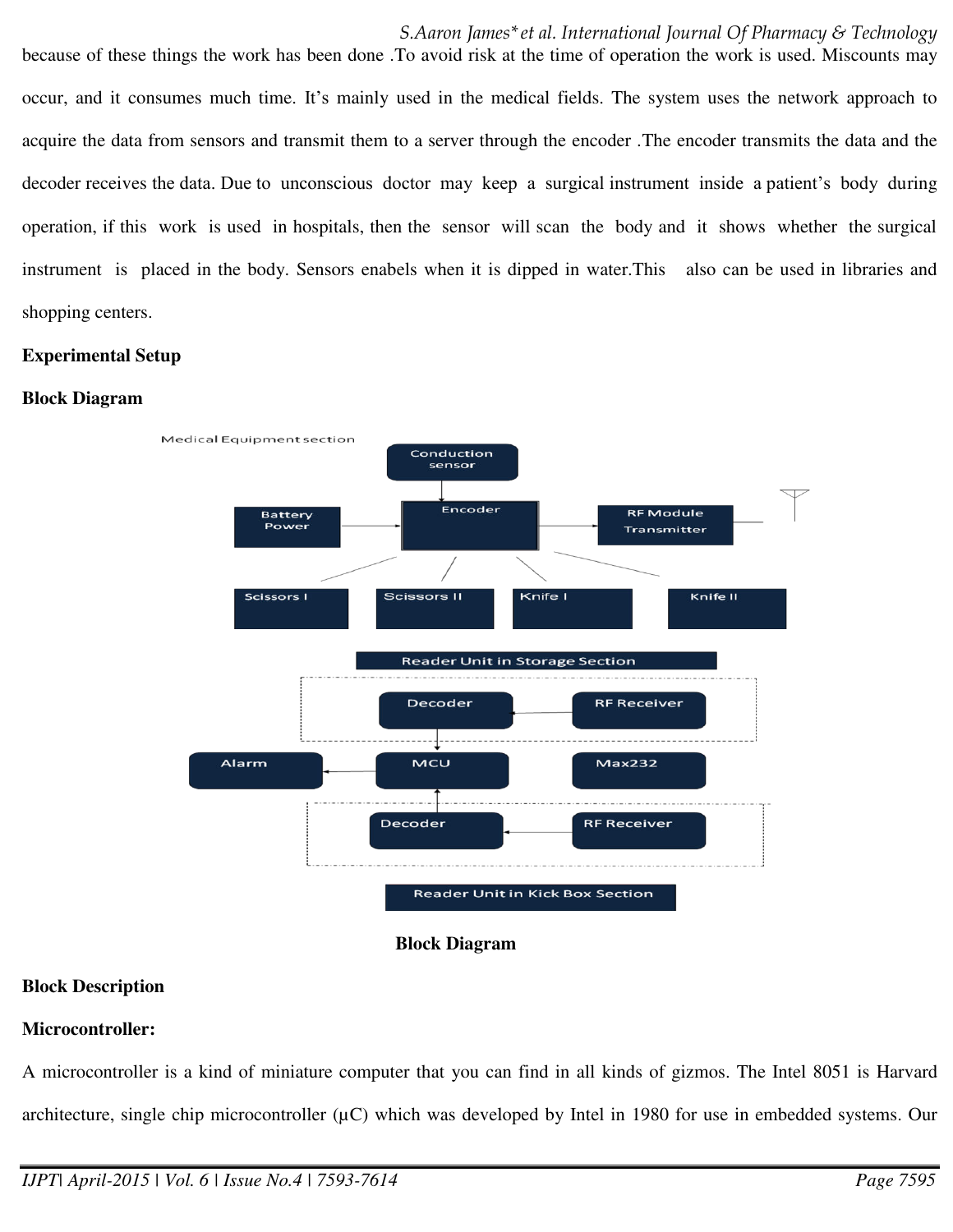because of these things the work has been done .To avoid risk at the time of operation the work is used. Miscounts may occur, and it consumes much time. It's mainly used in the medical fields. The system uses the network approach to acquire the data from sensors and transmit them to a server through the encoder .The encoder transmits the data and the decoder receives the data. Due to unconscious doctor may keep a surgical instrument inside a patient's body during operation, if this work is used in hospitals, then the sensor will scan the body and it shows whether the surgical instrument is placed in the body. Sensors enabels when it is dipped in water.This also can be used in libraries and shopping centers.

**Experimental Setup**

**Block Diagram**

**Block Diagram**

**Block Description**

**Microcontroller:**

A microcontroller is a kind of miniature computer that you can find in all kinds of gizmos. The Intel 8051 is Harvard architecture, single chip microcontroller (μC) which was developed by Intel in 1980 for use in embedded systems. Our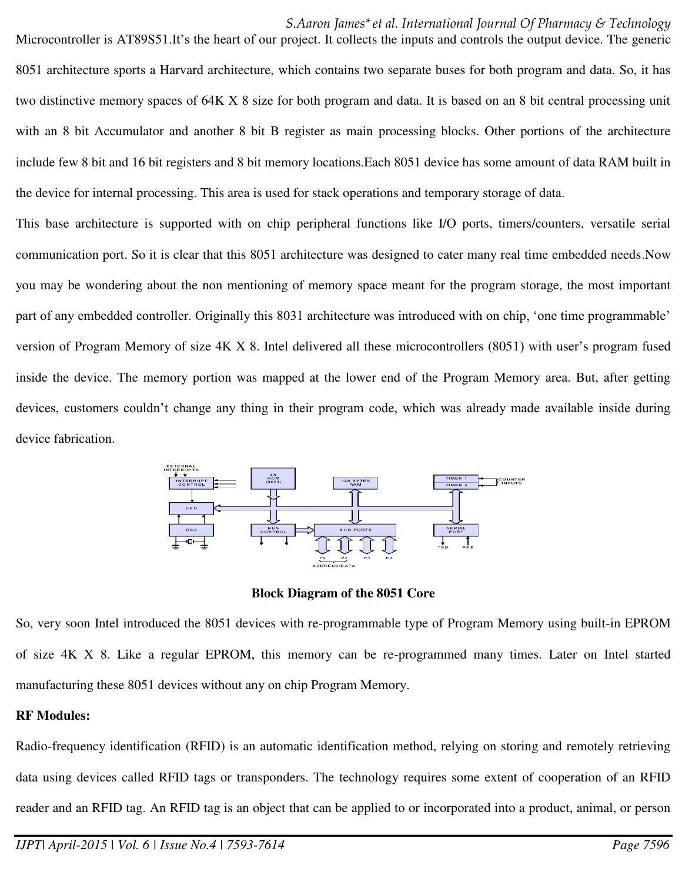Microcontroller is AT89S51.It's the heart of our project. It collects the inputs and controls the output device. The generic 8051 architecture sports a Harvard architecture, which contains two separate buses for both program and data. So, it has two distinctive memory spaces of 64K X 8 size for both program and data. It is based on an 8 bit central processing unit with an 8 bit Accumulator and another 8 bit B register as main processing blocks. Other portions of the architecture include few 8 bit and 16 bit registers and 8 bit memory locations.Each 8051 device has some amount of data RAM built in the device for internal processing. This area is used for stack operations and temporary storage of data.

This base architecture is supported with on chip peripheral functions like I/O ports, timers/counters, versatile serial communication port. So it is clear that this 8051 architecture was designed to cater many real time embedded needs.Now you may be wondering about the non mentioning of memory space meant for the program storage, the most important part of any embedded controller. Originally this 8031 architecture was introduced with on chip, 'one time programmable' version of Program Memory of size 4K X 8. Intel delivered all these microcontrollers (8051) with user's program fused inside the device. The memory portion was mapped at the lower end of the Program Memory area. But, after getting devices, customers couldn't change any thing in their program code, which was already made available inside during device fabrication.

**Block Diagram of the 8051 Core**

So, very soon Intel introduced the 8051 devices with re-programmable type of Program Memory using built-in EPROM of size 4K X 8. Like a regular EPROM, this memory can be re-programmed many times. Later on Intel started manufacturing these 8051 devices without any on chip Program Memory.

**RF Modules:**

Radio-frequency identification (RFID) is an automatic identification method, relying on storing and remotely retrieving data using devices called RFID tags or transponders. The technology requires some extent of cooperation of an RFID reader and an RFID tag. An RFID tag is an object that can be applied to or incorporated into a product, animal, or person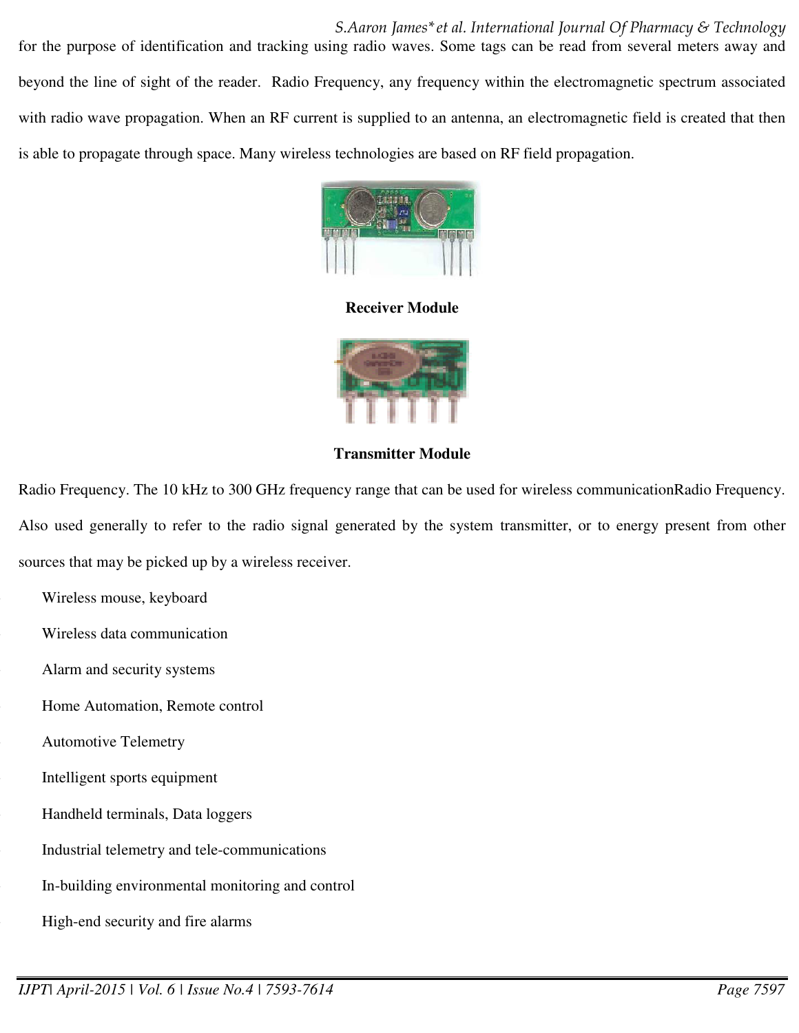for the purpose of identification and tracking using radio waves. Some tags can be read from several meters away and beyond the line of sight of the reader. Radio Frequency, any frequency within the electromagnetic spectrum associated with radio wave propagation. When an RF current is supplied to an antenna, an electromagnetic field is created that then is able to propagate through space. Many wireless technologies are based on RF field propagation.

**Receiver Module**

**Transmitter Module**

Radio Frequency. The 10 kHz to 300 GHz frequency range that can be used for wireless communicationRadio Frequency. Also used generally to refer to the radio signal generated by the system transmitter, or to energy present from other sources that may be picked up by a wireless receiver.

- Wireless mouse, keyboard
- Wireless data communication
- Alarm and security systems
- Home Automation, Remote control
- Automotive Telemetry
- Intelligent sports equipment
- Handheld terminals, Data loggers
- Industrial telemetry and tele-communications
- In-building environmental monitoring and control
- High-end security and fire alarms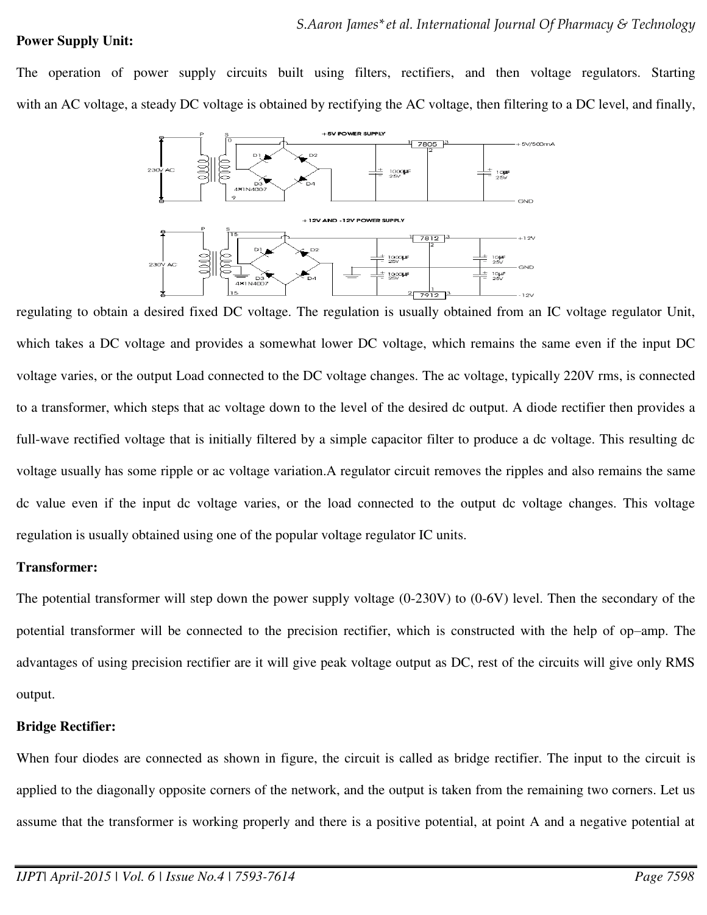**Power Supply Unit:**

The operation of power supply circuits built using filters, rectifiers, and then voltage regulators. Starting with an AC voltage, a steady DC voltage is obtained by rectifying the AC voltage, then filtering to a DC level, and finally, regulating to obtain a desired fixed DC voltage. The regulation is usually obtained from an IC voltage regulator Unit, which takes a DC voltage and provides a somewhat lower DC voltage, which remains the same even if the input DC voltage varies, or the output Load connected to the DC voltage changes. The ac voltage, typically 220V rms, is connected to a transformer, which steps that ac voltage down to the level of the desired dc output. A diode rectifier then provides a full-wave rectified voltage that is initially filtered by a simple capacitor filter to produce a dc voltage. This resulting dc voltage usually has some ripple or ac voltage variation.A regulator circuit removes the ripples and also remains the same dc value even if the input dc voltage varies, or the load connected to the output dc voltage changes. This voltage regulation is usually obtained using one of the popular voltage regulator IC units.

**Transformer:**

The potential transformer will step down the power supply voltage (0-230V) to (0-6V) level. Then the secondary of the potential transformer will be connected to the precision rectifier, which is constructed with the help of op–amp. The advantages of using precision rectifier are it will give peak voltage output as DC, rest of the circuits will give only RMS output.

**Bridge Rectifier:**

When four diodes are connected as shown in figure, the circuit is called as bridge rectifier. The input to the circuit is applied to the diagonally opposite corners of the network, and the output is taken from the remaining two corners. Let us assume that the transformer is working properly and there is a positive potential, at point A and a negative potential at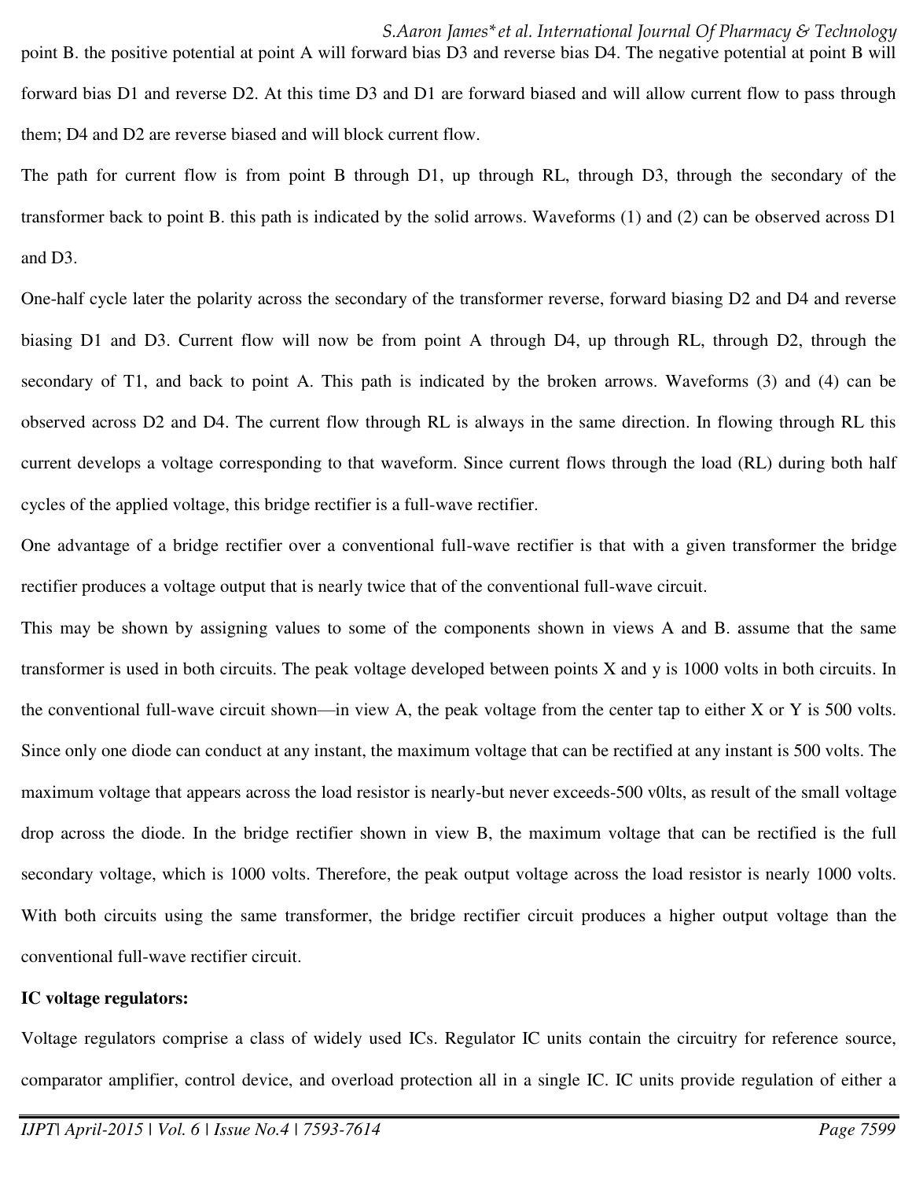point B. the positive potential at point A will forward bias D3 and reverse bias D4. The negative potential at point B will forward bias D1 and reverse D2. At this time D3 and D1 are forward biased and will allow current flow to pass through them; D4 and D2 are reverse biased and will block current flow.

The path for current flow is from point B through D1, up through RL, through D3, through the secondary of the transformer back to point B. this path is indicated by the solid arrows. Waveforms (1) and (2) can be observed across D1 and D3.

One-half cycle later the polarity across the secondary of the transformer reverse, forward biasing D2 and D4 and reverse biasing D1 and D3. Current flow will now be from point A through D4, up through RL, through D2, through the secondary of T1, and back to point A. This path is indicated by the broken arrows. Waveforms (3) and (4) can be observed across D2 and D4. The current flow through RL is always in the same direction. In flowing through RL this current develops a voltage corresponding to that waveform. Since current flows through the load (RL) during both half cycles of the applied voltage, this bridge rectifier is a full-wave rectifier.

One advantage of a bridge rectifier over a conventional full-wave rectifier is that with a given transformer the bridge rectifier produces a voltage output that is nearly twice that of the conventional full-wave circuit.

This may be shown by assigning values to some of the components shown in views A and B. assume that the same transformer is used in both circuits. The peak voltage developed between points X and y is 1000 volts in both circuits. In the conventional full-wave circuit shown—in view A, the peak voltage from the center tap to either X or Y is 500 volts. Since only one diode can conduct at any instant, the maximum voltage that can be rectified at any instant is 500 volts. The maximum voltage that appears across the load resistor is nearly-but never exceeds-500 v0lts, as result of the small voltage drop across the diode. In the bridge rectifier shown in view B, the maximum voltage that can be rectified is the full secondary voltage, which is 1000 volts. Therefore, the peak output voltage across the load resistor is nearly 1000 volts. With both circuits using the same transformer, the bridge rectifier circuit produces a higher output voltage than the conventional full-wave rectifier circuit.

**IC voltage regulators:**

Voltage regulators comprise a class of widely used ICs. Regulator IC units contain the circuitry for reference source, comparator amplifier, control device, and overload protection all in a single IC. IC units provide regulation of either a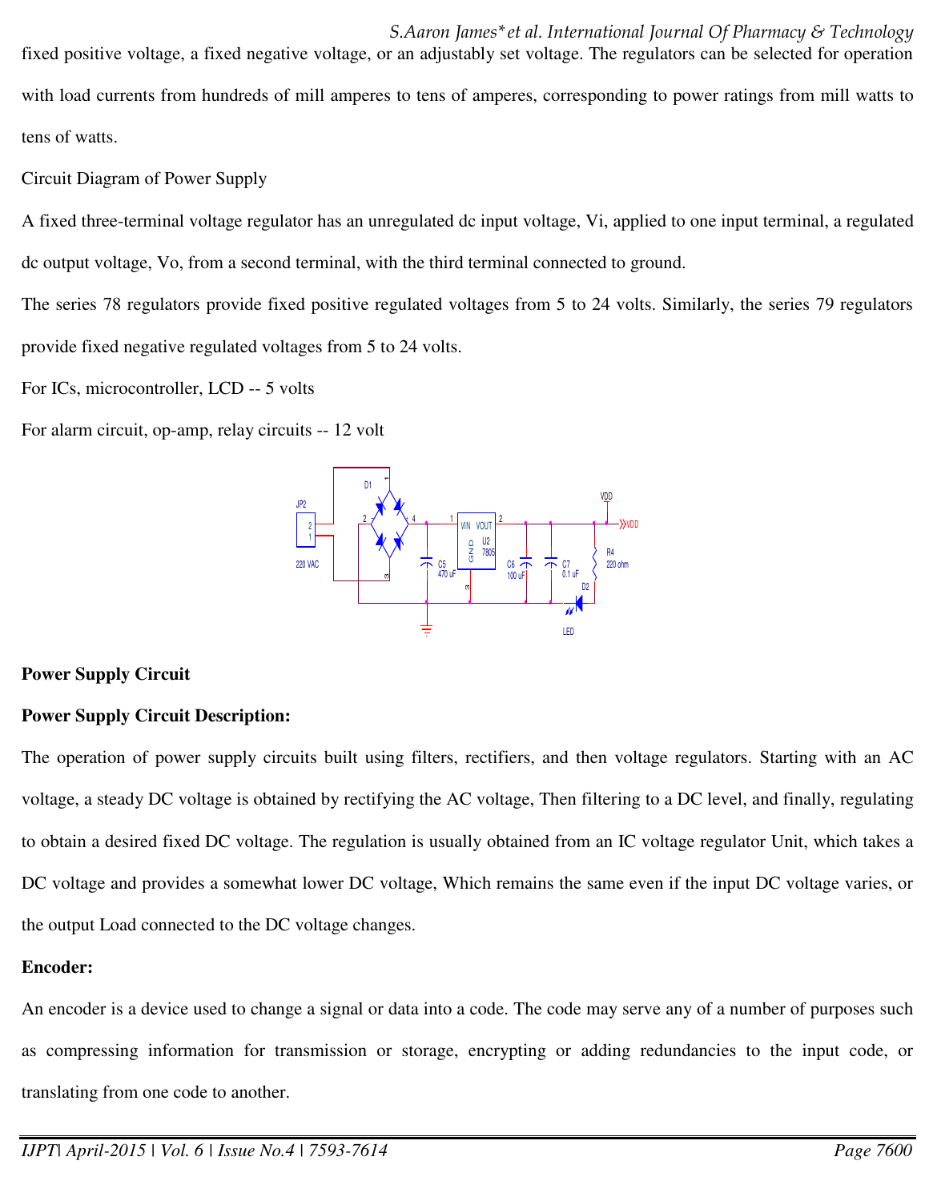fixed positive voltage, a fixed negative voltage, or an adjustably set voltage. The regulators can be selected for operation with load currents from hundreds of mill amperes to tens of amperes, corresponding to power ratings from mill watts to tens of watts.

Circuit Diagram of Power Supply

A fixed three-terminal voltage regulator has an unregulated dc input voltage, Vi, applied to one input terminal, a regulated dc output voltage, Vo, from a second terminal, with the third terminal connected to ground.

The series 78 regulators provide fixed positive regulated voltages from 5 to 24 volts. Similarly, the series 79 regulators provide fixed negative regulated voltages from 5 to 24 volts.

For ICs, microcontroller, LCD -- 5 volts

For alarm circuit, op-amp, relay circuits -- 12 volt

**Power Supply Circuit**

**Power Supply Circuit Description:**

The operation of power supply circuits built using filters, rectifiers, and then voltage regulators. Starting with an AC voltage, a steady DC voltage is obtained by rectifying the AC voltage, Then filtering to a DC level, and finally, regulating to obtain a desired fixed DC voltage. The regulation is usually obtained from an IC voltage regulator Unit, which takes a DC voltage and provides a somewhat lower DC voltage, Which remains the same even if the input DC voltage varies, or the output Load connected to the DC voltage changes.

**Encoder:**

An encoder is a device used to change a signal or data into a code. The code may serve any of a number of purposes such as compressing information for transmission or storage, encrypting or adding redundancies to the input code, or translating from one code to another.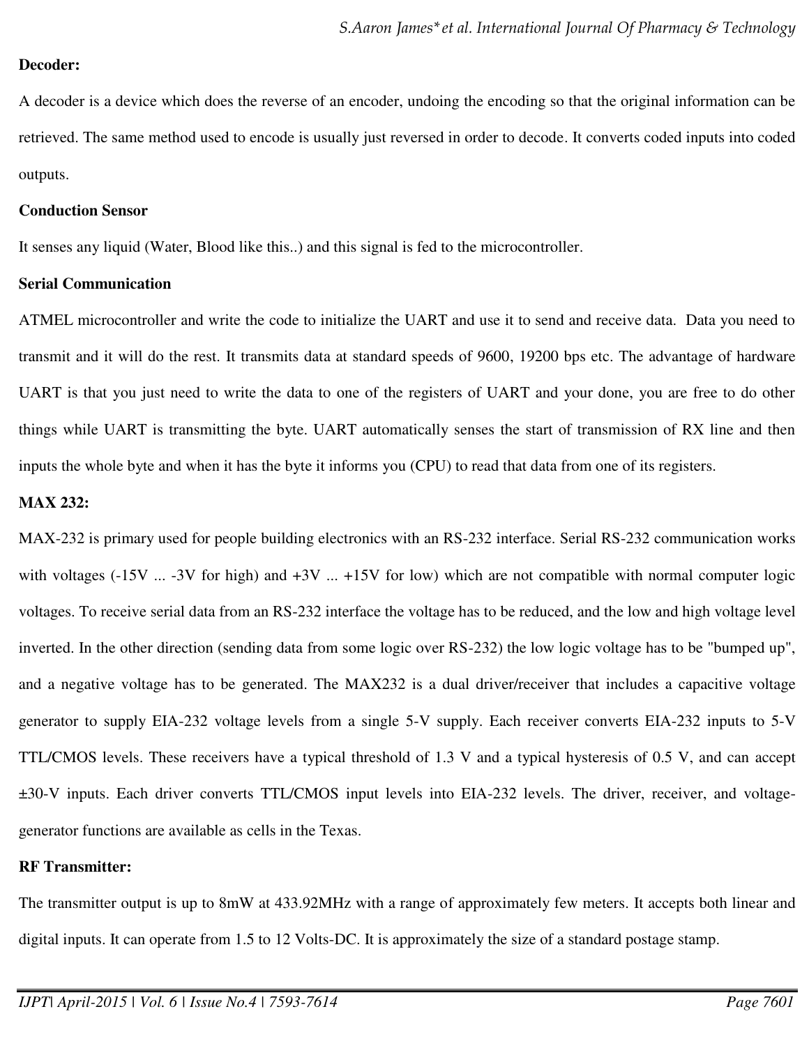**Decoder:**

A decoder is a device which does the reverse of an encoder, undoing the encoding so that the original information can be retrieved. The same method used to encode is usually just reversed in order to decode. It converts coded inputs into coded outputs.

**Conduction Sensor**

It senses any liquid (Water, Blood like this..) and this signal is fed to the microcontroller.

**Serial Communication**

ATMEL microcontroller and write the code to initialize the UART and use it to send and receive data. Data you need to transmit and it will do the rest. It transmits data at standard speeds of 9600, 19200 bps etc. The advantage of hardware UART is that you just need to write the data to one of the registers of UART and your done, you are free to do other things while UART is transmitting the byte. UART automatically senses the start of transmission of RX line and then inputs the whole byte and when it has the byte it informs you (CPU) to read that data from one of its registers.

**MAX 232:**

MAX-232 is primary used for people building electronics with an RS-232 interface. Serial RS-232 communication works with voltages (-15V ... -3V for high) and +3V ... +15V for low) which are not compatible with normal computer logic voltages. To receive serial data from an RS-232 interface the voltage has to be reduced, and the low and high voltage level inverted. In the other direction (sending data from some logic over RS-232) the low logic voltage has to be "bumped up", and a negative voltage has to be generated. The MAX232 is a dual driver/receiver that includes a capacitive voltage generator to supply EIA-232 voltage levels from a single 5-V supply. Each receiver converts EIA-232 inputs to 5-V TTL/CMOS levels. These receivers have a typical threshold of 1.3 V and a typical hysteresis of 0.5 V, and can accept ±30-V inputs. Each driver converts TTL/CMOS input levels into EIA-232 levels. The driver, receiver, and voltage-generator functions are available as cells in the Texas.

**RF Transmitter:**

The transmitter output is up to 8mW at 433.92MHz with a range of approximately few meters. It accepts both linear and digital inputs. It can operate from 1.5 to 12 Volts-DC. It is approximately the size of a standard postage stamp.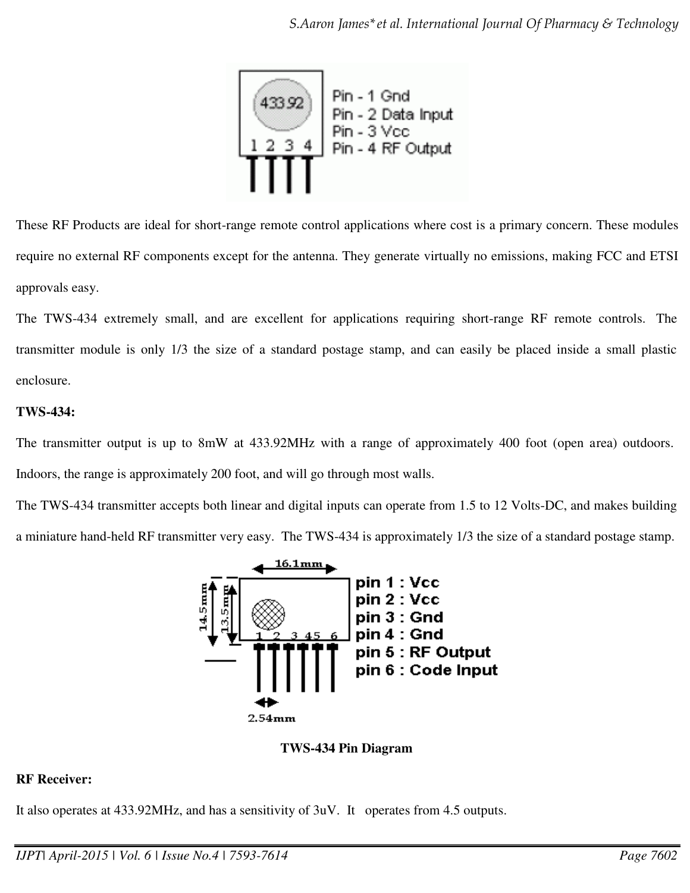These RF Products are ideal for short-range remote control applications where cost is a primary concern. These modules require no external RF components except for the antenna. They generate virtually no emissions, making FCC and ETSI approvals easy.

The TWS-434 extremely small, and are excellent for applications requiring short-range RF remote controls. The transmitter module is only 1/3 the size of a standard postage stamp, and can easily be placed inside a small plastic enclosure.

**TWS-434:**

The transmitter output is up to 8mW at 433.92MHz with a range of approximately 400 foot (open area) outdoors. Indoors, the range is approximately 200 foot, and will go through most walls.

The TWS-434 transmitter accepts both linear and digital inputs can operate from 1.5 to 12 Volts-DC, and makes building a miniature hand-held RF transmitter very easy. The TWS-434 is approximately 1/3 the size of a standard postage stamp.

**TWS-434 Pin Diagram**

**RF Receiver:**

It also operates at 433.92MHz, and has a sensitivity of 3uV. It operates from 4.5 outputs.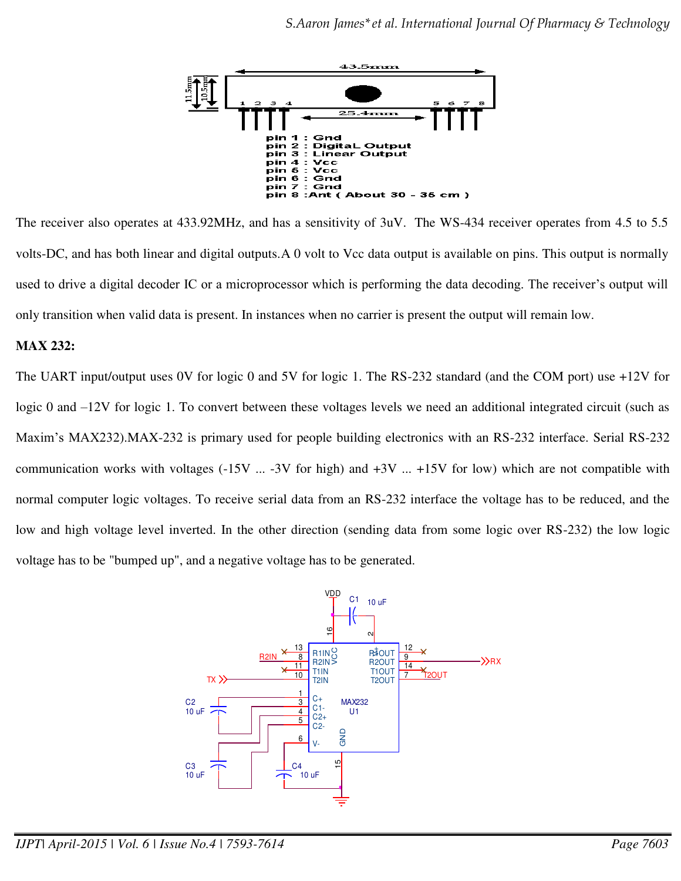pin 1 : Gnd
pin 2 : Digital Output
pin 3 : Linear Output
pin 4 : Vcc
pin 5 : Vcc
pin 6 : Gnd
pin 7 : Gnd
pin 8 : Ant ( About 30 - 35 cm )

The receiver also operates at 433.92MHz, and has a sensitivity of 3uV. The WS-434 receiver operates from 4.5 to 5.5 volts-DC, and has both linear and digital outputs.A 0 volt to Vcc data output is available on pins. This output is normally used to drive a digital decoder IC or a microprocessor which is performing the data decoding. The receiver's output will only transition when valid data is present. In instances when no carrier is present the output will remain low.

**MAX 232:**

The UART input/output uses 0V for logic 0 and 5V for logic 1. The RS-232 standard (and the COM port) use +12V for logic 0 and –12V for logic 1. To convert between these voltages levels we need an additional integrated circuit (such as Maxim's MAX232).MAX-232 is primary used for people building electronics with an RS-232 interface. Serial RS-232 communication works with voltages (-15V ... -3V for high) and +3V ... +15V for low) which are not compatible with normal computer logic voltages. To receive serial data from an RS-232 interface the voltage has to be reduced, and the low and high voltage level inverted. In the other direction (sending data from some logic over RS-232) the low logic voltage has to be "bumped up", and a negative voltage has to be generated.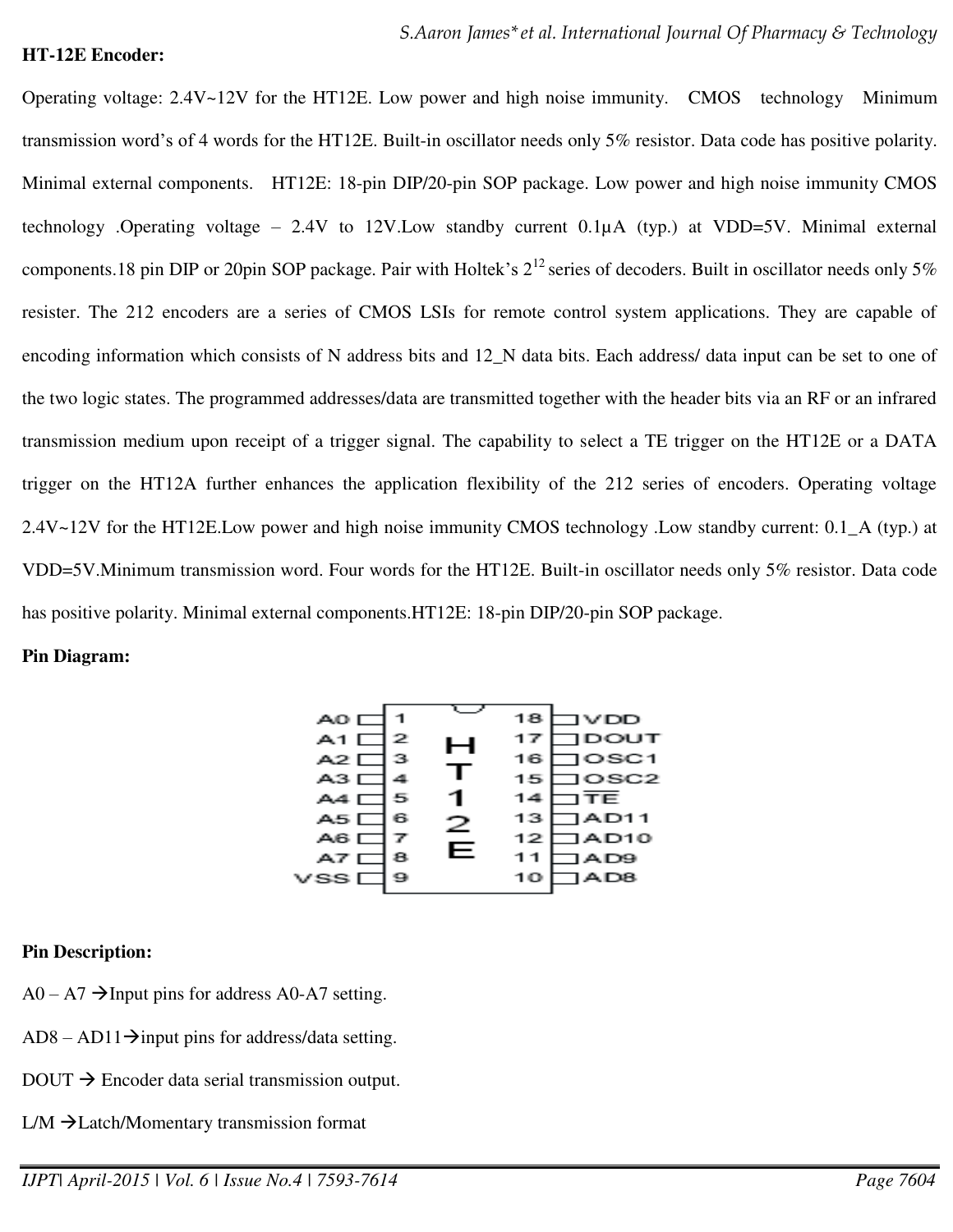**HT-12E Encoder:**

Operating voltage: 2.4V~12V for the HT12E. Low power and high noise immunity. CMOS technology Minimum transmission word's of 4 words for the HT12E. Built-in oscillator needs only 5% resistor. Data code has positive polarity. Minimal external components. HT12E: 18-pin DIP/20-pin SOP package. Low power and high noise immunity CMOS technology .Operating voltage – 2.4V to 12V.Low standby current 0.1µA (typ.) at VDD=5V. Minimal external components.18 pin DIP or 20pin SOP package. Pair with Holtek's $2^{12}$ series of decoders. Built in oscillator needs only 5% resister. The 212 encoders are a series of CMOS LSIs for remote control system applications. They are capable of encoding information which consists of N address bits and 12_N data bits. Each address/ data input can be set to one of the two logic states. The programmed addresses/data are transmitted together with the header bits via an RF or an infrared transmission medium upon receipt of a trigger signal. The capability to select a TE trigger on the HT12E or a DATA trigger on the HT12A further enhances the application flexibility of the 212 series of encoders. Operating voltage 2.4V~12V for the HT12E.Low power and high noise immunity CMOS technology .Low standby current: 0.1_A (typ.) at VDD=5V.Minimum transmission word. Four words for the HT12E. Built-in oscillator needs only 5% resistor. Data code has positive polarity. Minimal external components.HT12E: 18-pin DIP/20-pin SOP package.

**Pin Diagram:**

| Pin | Name | Pin | Name |
|---|---|---|---|
| 1 | A0 | 18 | VDD |
| 2 | A1 | 17 | DOUT |
| 3 | A2 | 16 | OSC1 |
| 4 | A3 | 15 | OSC2 |
| 5 | A4 | 14 | $\overline{TE}$ |
| 6 | A5 | 13 | AD11 |
| 7 | A6 | 12 | AD10 |
| 8 | A7 | 11 | AD9 |
| 9 | VSS | 10 | AD8 |

**Pin Description:**

A0 – A7 →Input pins for address A0-A7 setting.

AD8 – AD11→input pins for address/data setting.

DOUT → Encoder data serial transmission output.

L/M →Latch/Momentary transmission format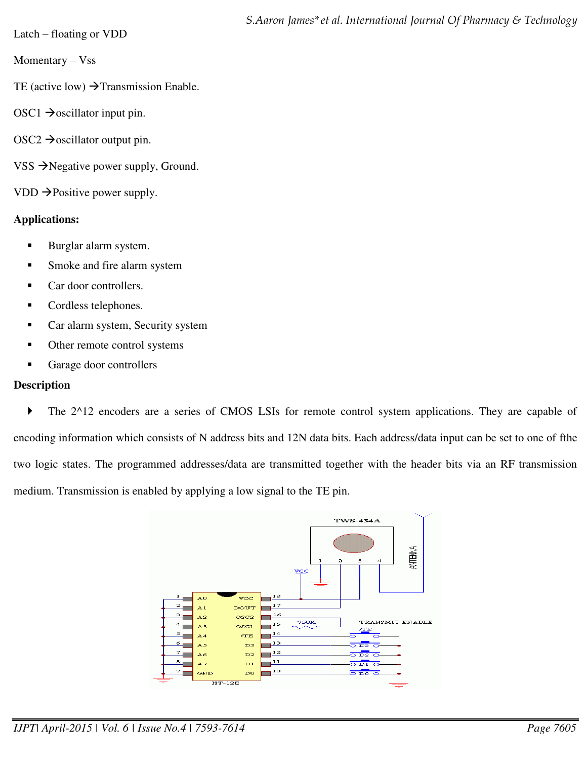Latch – floating or VDD

Momentary – Vss

TE (active low) →Transmission Enable.

OSC1 →oscillator input pin.

OSC2 →oscillator output pin.

VSS →Negative power supply, Ground.

VDD →Positive power supply.

**Applications:**

- Burglar alarm system.
- Smoke and fire alarm system
- Car door controllers.
- Cordless telephones.
- Car alarm system, Security system
- Other remote control systems
- Garage door controllers

**Description**

- The 2^12 encoders are a series of CMOS LSIs for remote control system applications. They are capable of encoding information which consists of N address bits and 12N data bits. Each address/data input can be set to one of fthe two logic states. The programmed addresses/data are transmitted together with the header bits via an RF transmission medium. Transmission is enabled by applying a low signal to the TE pin.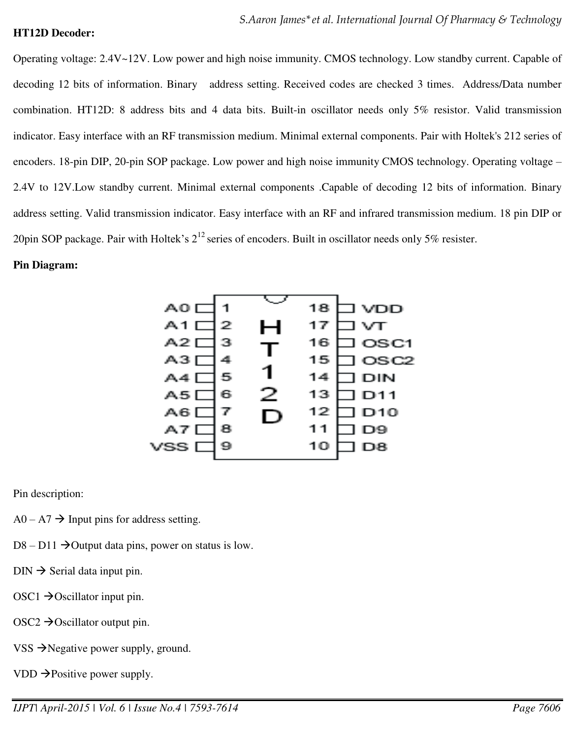**HT12D Decoder:**

Operating voltage: 2.4V~12V. Low power and high noise immunity. CMOS technology. Low standby current. Capable of decoding 12 bits of information. Binary address setting. Received codes are checked 3 times. Address/Data number combination. HT12D: 8 address bits and 4 data bits. Built-in oscillator needs only 5% resistor. Valid transmission indicator. Easy interface with an RF transmission medium. Minimal external components. Pair with Holtek's 212 series of encoders. 18-pin DIP, 20-pin SOP package. Low power and high noise immunity CMOS technology. Operating voltage – 2.4V to 12V.Low standby current. Minimal external components .Capable of decoding 12 bits of information. Binary address setting. Valid transmission indicator. Easy interface with an RF and infrared transmission medium. 18 pin DIP or 20pin SOP package. Pair with Holtek's $2^{12}$ series of encoders. Built in oscillator needs only 5% resister.

**Pin Diagram:**

| Pin | Name | | Pin | Name |
|---|---|---|---|---|
| 1 | A0 | | 18 | VDD |
| 2 | A1 | | 17 | VT |
| 3 | A2 | | 16 | OSC1 |
| 4 | A3 | | 15 | OSC2 |
| 5 | A4 | | 14 | DIN |
| 6 | A5 | | 13 | D11 |
| 7 | A6 | | 12 | D10 |
| 8 | A7 | | 11 | D9 |
| 9 | VSS | | 10 | D8 |

Pin description:

A0 – A7 → Input pins for address setting.

D8 – D11 →Output data pins, power on status is low.

DIN → Serial data input pin.

OSC1 →Oscillator input pin.

OSC2 →Oscillator output pin.

VSS →Negative power supply, ground.

VDD →Positive power supply.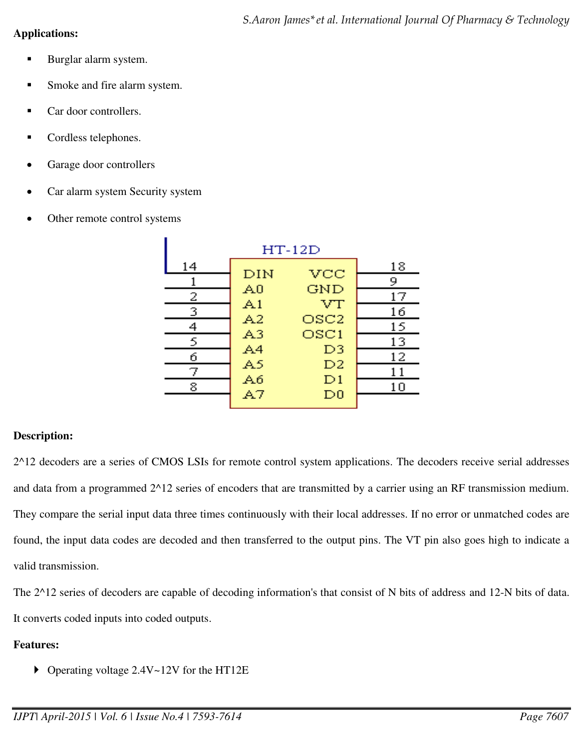**Applications:**

- Burglar alarm system.
- Smoke and fire alarm system.
- Car door controllers.
- Cordless telephones.
- Garage door controllers
- Car alarm system Security system
- Other remote control systems

**Description:**

2^12 decoders are a series of CMOS LSIs for remote control system applications. The decoders receive serial addresses and data from a programmed 2^12 series of encoders that are transmitted by a carrier using an RF transmission medium. They compare the serial input data three times continuously with their local addresses. If no error or unmatched codes are found, the input data codes are decoded and then transferred to the output pins. The VT pin also goes high to indicate a valid transmission.

The 2^12 series of decoders are capable of decoding information's that consist of N bits of address and 12-N bits of data. It converts coded inputs into coded outputs.

**Features:**

- Operating voltage 2.4V~12V for the HT12E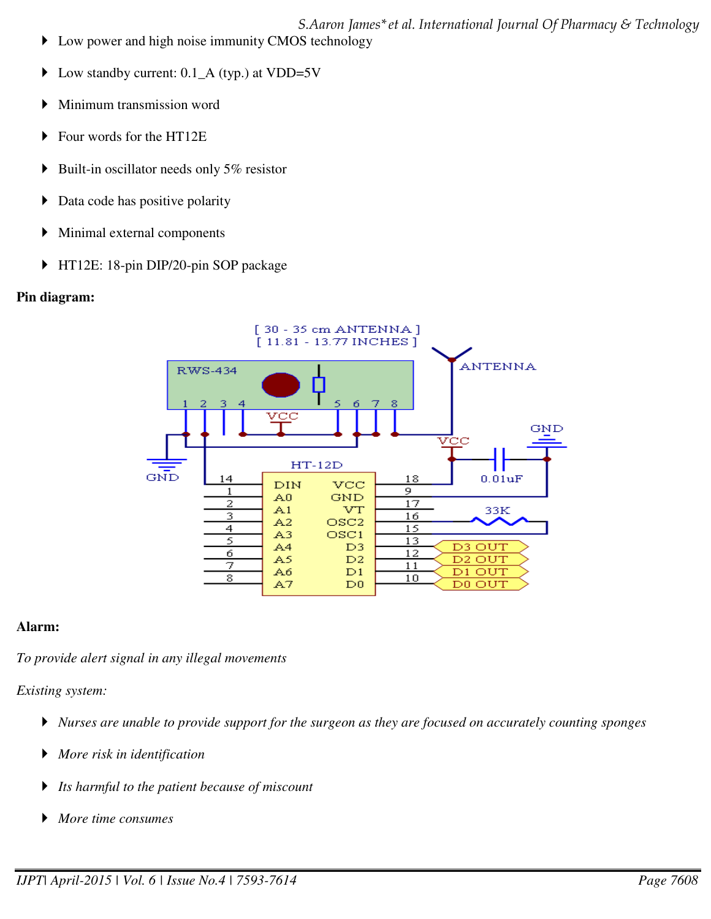- Low power and high noise immunity CMOS technology
- Low standby current: 0.1_A (typ.) at VDD=5V
- Minimum transmission word
- Four words for the HT12E
- Built-in oscillator needs only 5% resistor
- Data code has positive polarity
- Minimal external components
- HT12E: 18-pin DIP/20-pin SOP package

**Pin diagram:**

**Alarm:**

*To provide alert signal in any illegal movements*

*Existing system:*

- *Nurses are unable to provide support for the surgeon as they are focused on accurately counting sponges*
- *More risk in identification*
- *Its harmful to the patient because of miscount*
- *More time consumes*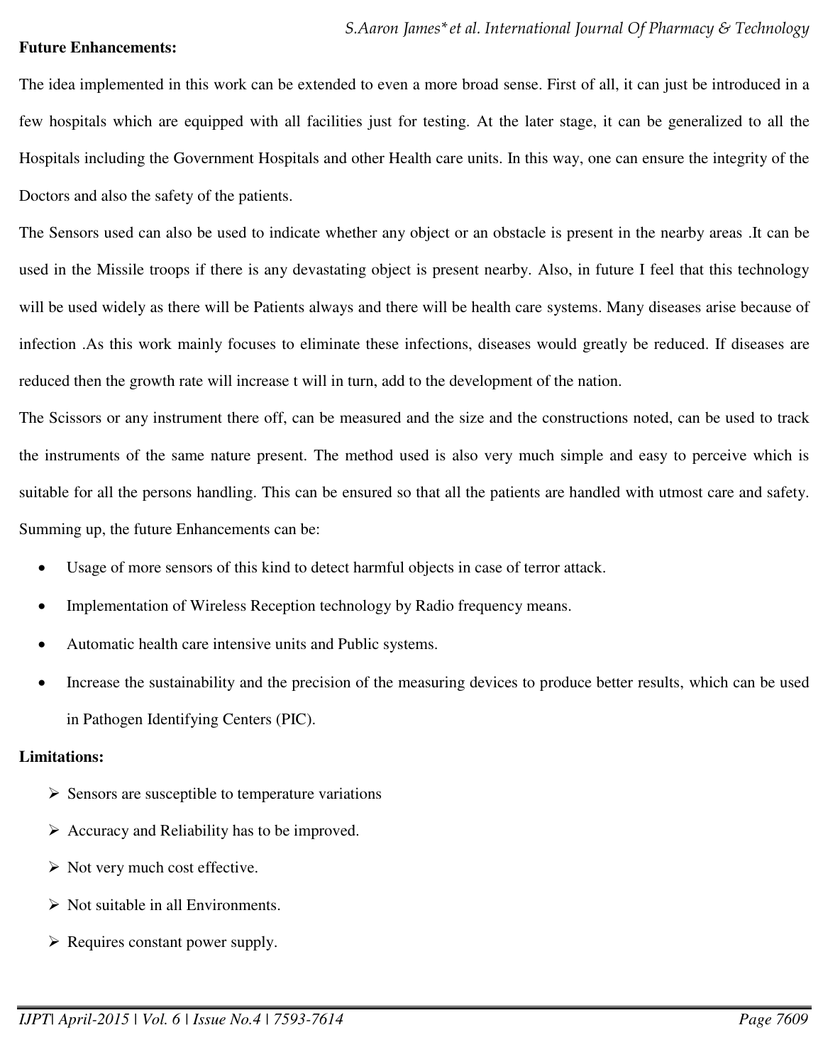**Future Enhancements:**

The idea implemented in this work can be extended to even a more broad sense. First of all, it can just be introduced in a few hospitals which are equipped with all facilities just for testing. At the later stage, it can be generalized to all the Hospitals including the Government Hospitals and other Health care units. In this way, one can ensure the integrity of the Doctors and also the safety of the patients.

The Sensors used can also be used to indicate whether any object or an obstacle is present in the nearby areas .It can be used in the Missile troops if there is any devastating object is present nearby. Also, in future I feel that this technology will be used widely as there will be Patients always and there will be health care systems. Many diseases arise because of infection .As this work mainly focuses to eliminate these infections, diseases would greatly be reduced. If diseases are reduced then the growth rate will increase t will in turn, add to the development of the nation.

The Scissors or any instrument there off, can be measured and the size and the constructions noted, can be used to track the instruments of the same nature present. The method used is also very much simple and easy to perceive which is suitable for all the persons handling. This can be ensured so that all the patients are handled with utmost care and safety. Summing up, the future Enhancements can be:

- Usage of more sensors of this kind to detect harmful objects in case of terror attack.
- Implementation of Wireless Reception technology by Radio frequency means.
- Automatic health care intensive units and Public systems.
- Increase the sustainability and the precision of the measuring devices to produce better results, which can be used in Pathogen Identifying Centers (PIC).

**Limitations:**

- Sensors are susceptible to temperature variations
- Accuracy and Reliability has to be improved.
- Not very much cost effective.
- Not suitable in all Environments.
- Requires constant power supply.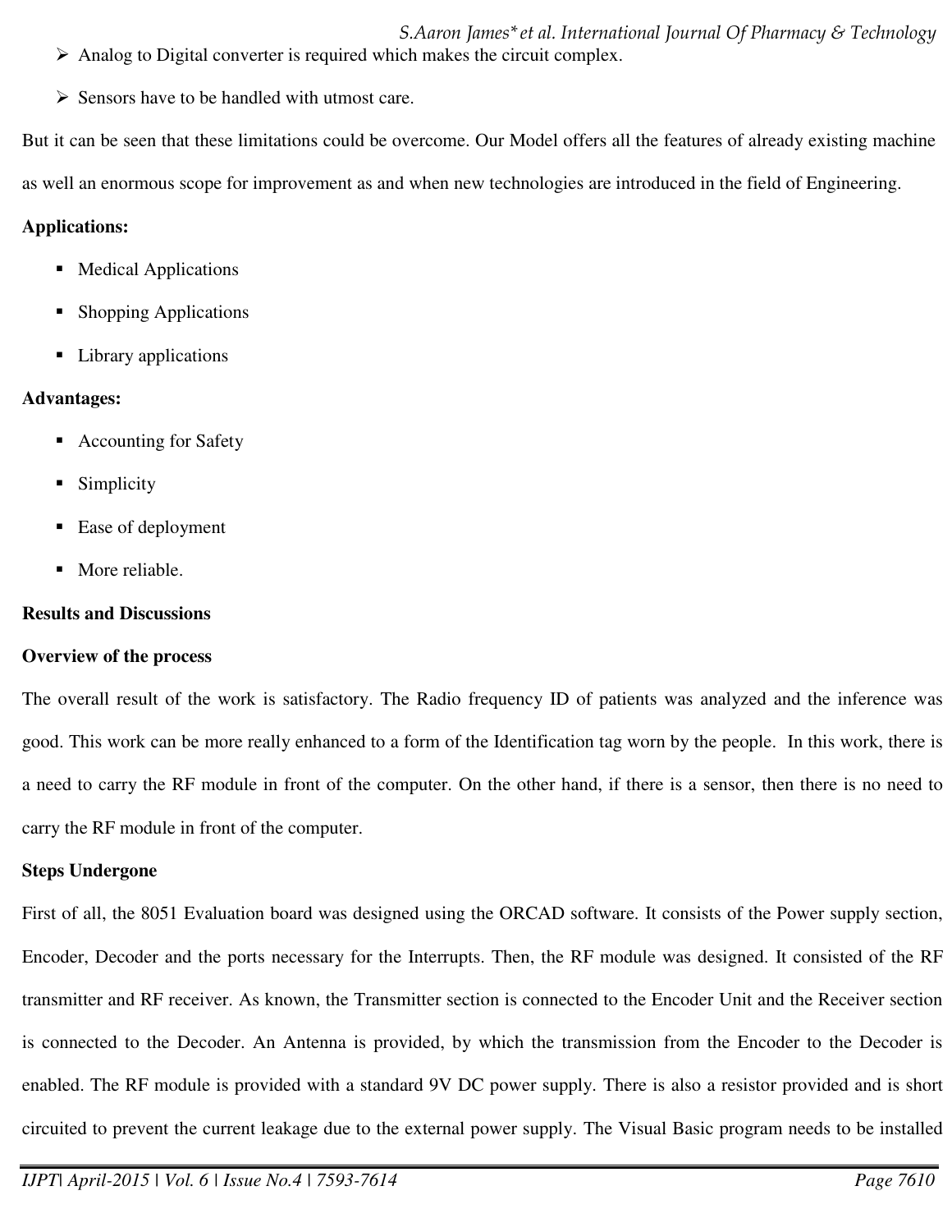- Analog to Digital converter is required which makes the circuit complex.
- Sensors have to be handled with utmost care.

But it can be seen that these limitations could be overcome. Our Model offers all the features of already existing machine as well an enormous scope for improvement as and when new technologies are introduced in the field of Engineering.

**Applications:**

- Medical Applications
- Shopping Applications
- Library applications

**Advantages:**

- Accounting for Safety
- Simplicity
- Ease of deployment
- More reliable.

**Results and Discussions**

**Overview of the process**

The overall result of the work is satisfactory. The Radio frequency ID of patients was analyzed and the inference was good. This work can be more really enhanced to a form of the Identification tag worn by the people. In this work, there is a need to carry the RF module in front of the computer. On the other hand, if there is a sensor, then there is no need to carry the RF module in front of the computer.

**Steps Undergone**

First of all, the 8051 Evaluation board was designed using the ORCAD software. It consists of the Power supply section, Encoder, Decoder and the ports necessary for the Interrupts. Then, the RF module was designed. It consisted of the RF transmitter and RF receiver. As known, the Transmitter section is connected to the Encoder Unit and the Receiver section is connected to the Decoder. An Antenna is provided, by which the transmission from the Encoder to the Decoder is enabled. The RF module is provided with a standard 9V DC power supply. There is also a resistor provided and is short circuited to prevent the current leakage due to the external power supply. The Visual Basic program needs to be installed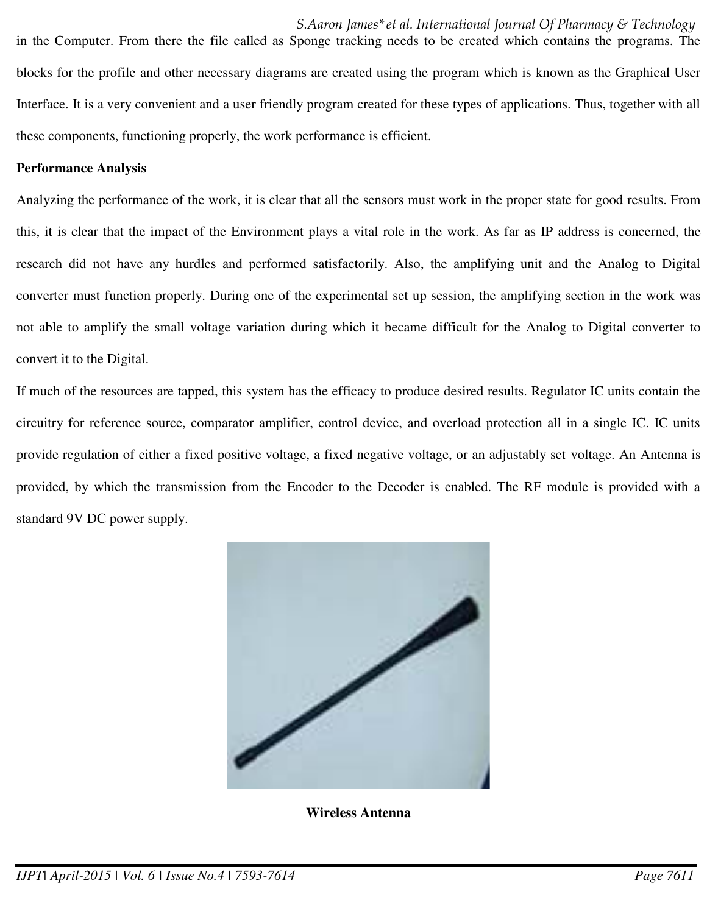in the Computer. From there the file called as Sponge tracking needs to be created which contains the programs. The blocks for the profile and other necessary diagrams are created using the program which is known as the Graphical User Interface. It is a very convenient and a user friendly program created for these types of applications. Thus, together with all these components, functioning properly, the work performance is efficient.

**Performance Analysis**

Analyzing the performance of the work, it is clear that all the sensors must work in the proper state for good results. From this, it is clear that the impact of the Environment plays a vital role in the work. As far as IP address is concerned, the research did not have any hurdles and performed satisfactorily. Also, the amplifying unit and the Analog to Digital converter must function properly. During one of the experimental set up session, the amplifying section in the work was not able to amplify the small voltage variation during which it became difficult for the Analog to Digital converter to convert it to the Digital.

If much of the resources are tapped, this system has the efficacy to produce desired results. Regulator IC units contain the circuitry for reference source, comparator amplifier, control device, and overload protection all in a single IC. IC units provide regulation of either a fixed positive voltage, a fixed negative voltage, or an adjustably set voltage. An Antenna is provided, by which the transmission from the Encoder to the Decoder is enabled. The RF module is provided with a standard 9V DC power supply.

**Wireless Antenna**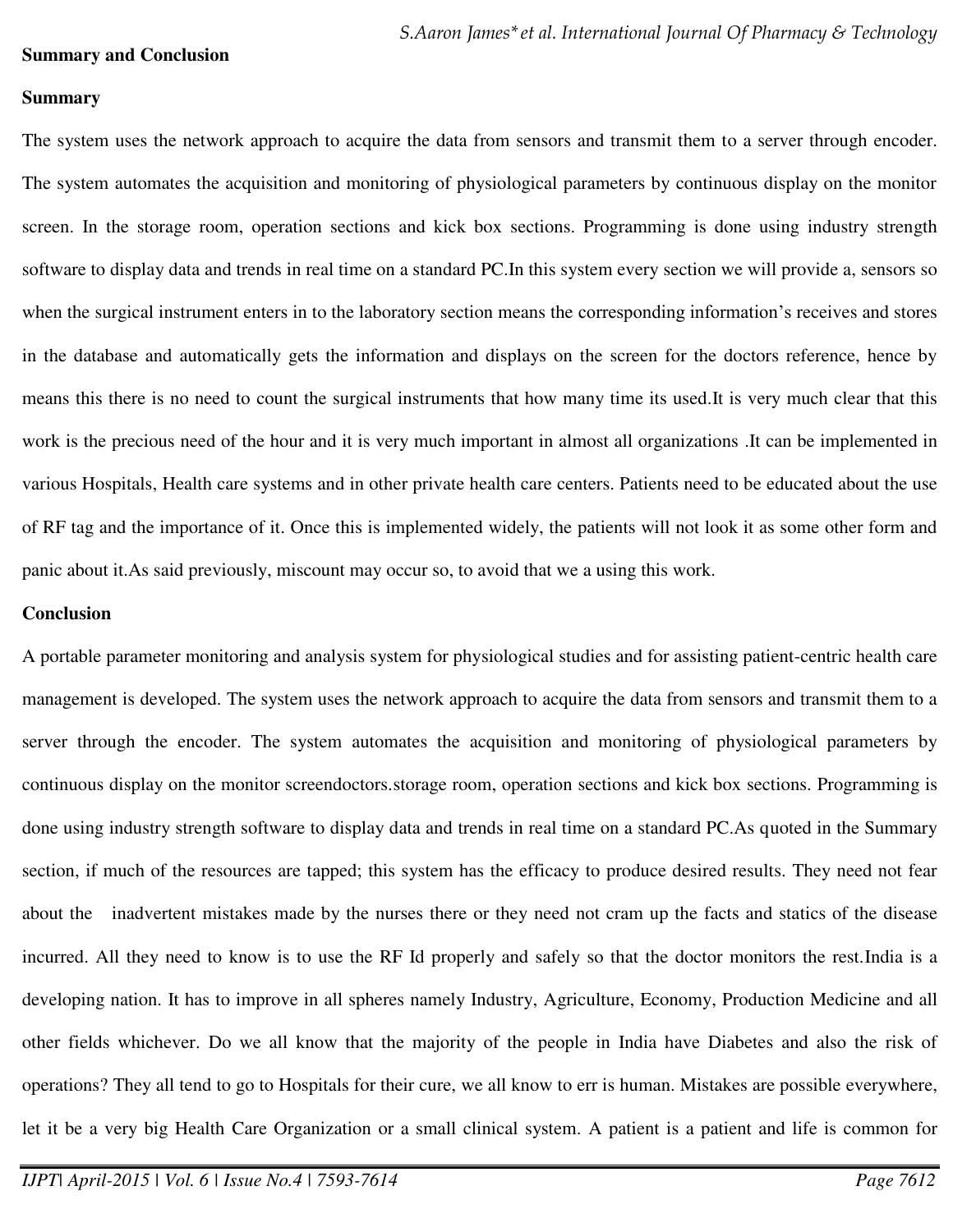## Summary and Conclusion

### Summary

The system uses the network approach to acquire the data from sensors and transmit them to a server through encoder. The system automates the acquisition and monitoring of physiological parameters by continuous display on the monitor screen. In the storage room, operation sections and kick box sections. Programming is done using industry strength software to display data and trends in real time on a standard PC.In this system every section we will provide a, sensors so when the surgical instrument enters in to the laboratory section means the corresponding information's receives and stores in the database and automatically gets the information and displays on the screen for the doctors reference, hence by means this there is no need to count the surgical instruments that how many time its used.It is very much clear that this work is the precious need of the hour and it is very much important in almost all organizations .It can be implemented in various Hospitals, Health care systems and in other private health care centers. Patients need to be educated about the use of RF tag and the importance of it. Once this is implemented widely, the patients will not look it as some other form and panic about it.As said previously, miscount may occur so, to avoid that we a using this work.

### Conclusion

A portable parameter monitoring and analysis system for physiological studies and for assisting patient-centric health care management is developed. The system uses the network approach to acquire the data from sensors and transmit them to a server through the encoder. The system automates the acquisition and monitoring of physiological parameters by continuous display on the monitor screendoctors.storage room, operation sections and kick box sections. Programming is done using industry strength software to display data and trends in real time on a standard PC.As quoted in the Summary section, if much of the resources are tapped; this system has the efficacy to produce desired results. They need not fear about the inadvertent mistakes made by the nurses there or they need not cram up the facts and statics of the disease incurred. All they need to know is to use the RF Id properly and safely so that the doctor monitors the rest.India is a developing nation. It has to improve in all spheres namely Industry, Agriculture, Economy, Production Medicine and all other fields whichever. Do we all know that the majority of the people in India have Diabetes and also the risk of operations? They all tend to go to Hospitals for their cure, we all know to err is human. Mistakes are possible everywhere, let it be a very big Health Care Organization or a small clinical system. A patient is a patient and life is common for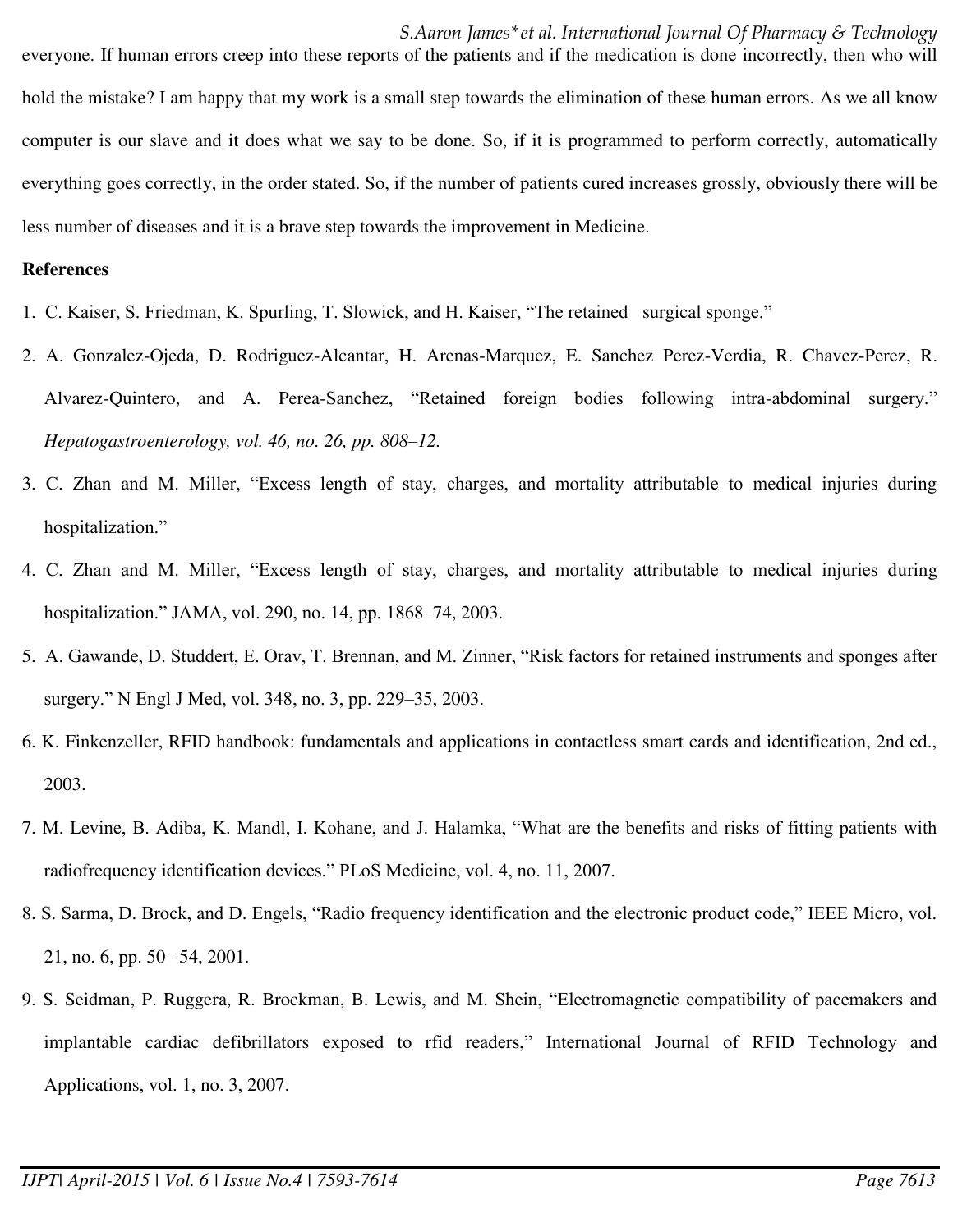everyone. If human errors creep into these reports of the patients and if the medication is done incorrectly, then who will hold the mistake? I am happy that my work is a small step towards the elimination of these human errors. As we all know computer is our slave and it does what we say to be done. So, if it is programmed to perform correctly, automatically everything goes correctly, in the order stated. So, if the number of patients cured increases grossly, obviously there will be less number of diseases and it is a brave step towards the improvement in Medicine.

**References**

1. C. Kaiser, S. Friedman, K. Spurling, T. Slowick, and H. Kaiser, "The retained surgical sponge."
2. A. Gonzalez-Ojeda, D. Rodriguez-Alcantar, H. Arenas-Marquez, E. Sanchez Perez-Verdia, R. Chavez-Perez, R. Alvarez-Quintero, and A. Perea-Sanchez, "Retained foreign bodies following intra-abdominal surgery." *Hepatogastroenterology, vol. 46, no. 26, pp. 808–12.*
3. C. Zhan and M. Miller, "Excess length of stay, charges, and mortality attributable to medical injuries during hospitalization."
4. C. Zhan and M. Miller, "Excess length of stay, charges, and mortality attributable to medical injuries during hospitalization." JAMA, vol. 290, no. 14, pp. 1868–74, 2003.
5. A. Gawande, D. Studdert, E. Orav, T. Brennan, and M. Zinner, "Risk factors for retained instruments and sponges after surgery." N Engl J Med, vol. 348, no. 3, pp. 229–35, 2003.
6. K. Finkenzeller, RFID handbook: fundamentals and applications in contactless smart cards and identification, 2nd ed., 2003.
7. M. Levine, B. Adiba, K. Mandl, I. Kohane, and J. Halamka, "What are the benefits and risks of fitting patients with radiofrequency identification devices." PLoS Medicine, vol. 4, no. 11, 2007.
8. S. Sarma, D. Brock, and D. Engels, "Radio frequency identification and the electronic product code," IEEE Micro, vol. 21, no. 6, pp. 50– 54, 2001.
9. S. Seidman, P. Ruggera, R. Brockman, B. Lewis, and M. Shein, "Electromagnetic compatibility of pacemakers and implantable cardiac defibrillators exposed to rfid readers," International Journal of RFID Technology and Applications, vol. 1, no. 3, 2007.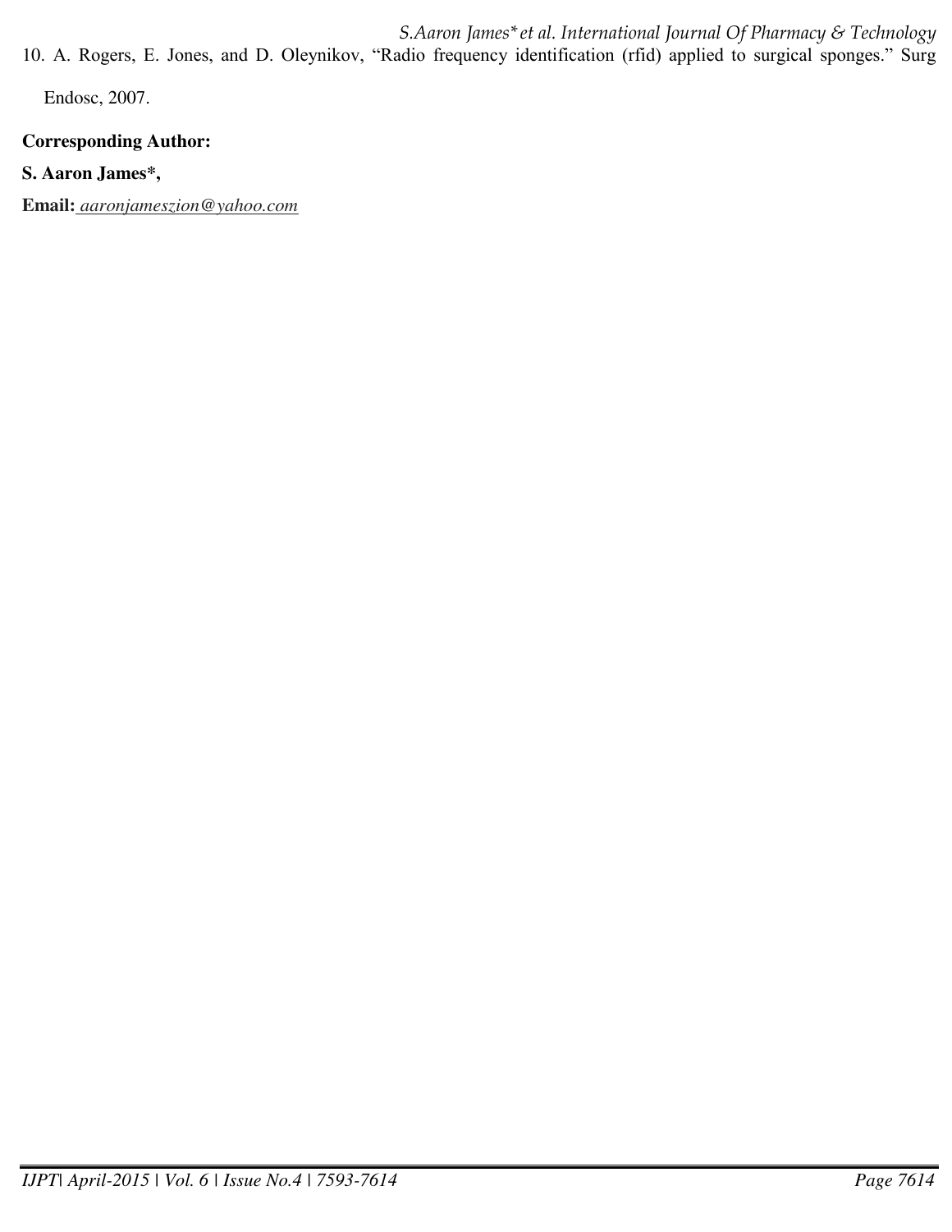10. A. Rogers, E. Jones, and D. Oleynikov, "Radio frequency identification (rfid) applied to surgical sponges." Surg Endosc, 2007.

**Corresponding Author:**

**S. Aaron James*,**

**Email:** aaronjameszion@yahoo.com